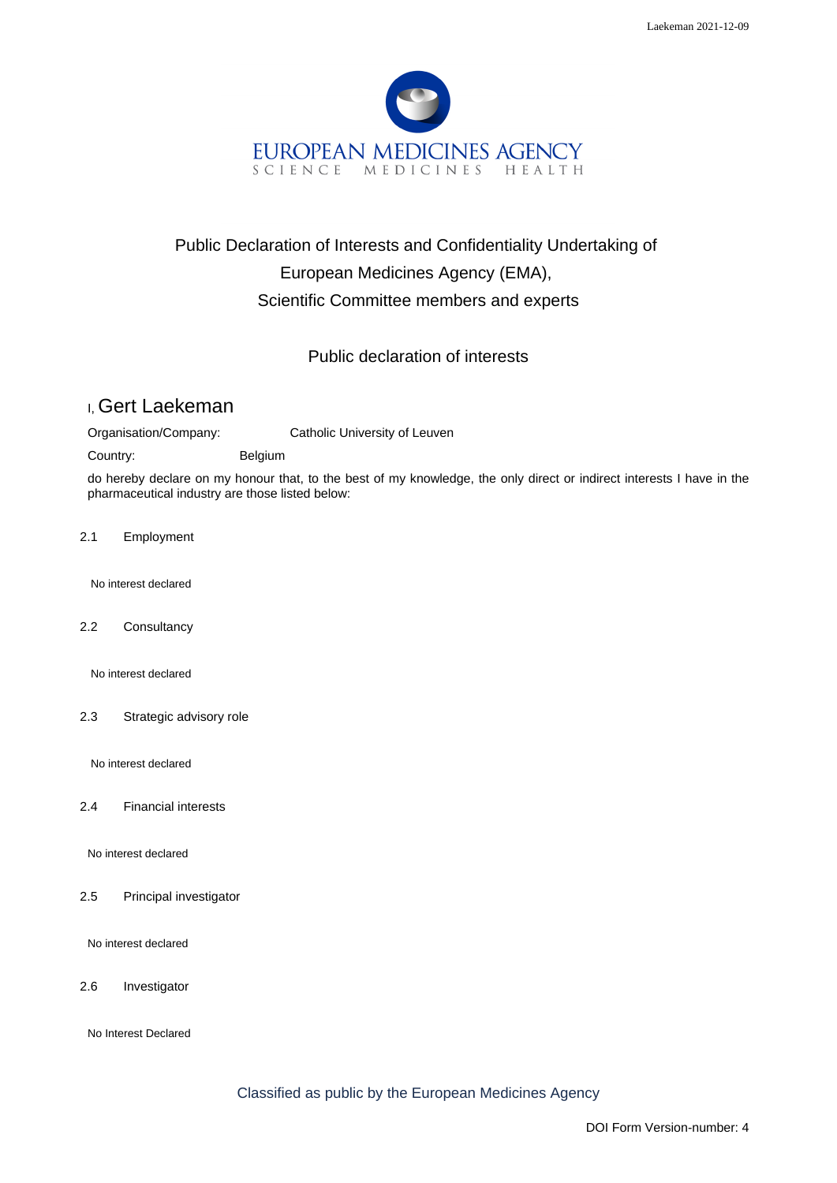EUROPEAN MEDICINES AGENCY

SCIENCE MEDICINES HEALTH

# Public Declaration of Interests and Confidentiality Undertaking of European Medicines Agency (EMA), Scientific Committee members and experts

## Public declaration of interests

I, **Gert Laekeman**

Organisation/Company: Catholic University of Leuven

Country: Belgium

do hereby declare on my honour that, to the best of my knowledge, the only direct or indirect interests I have in the pharmaceutical industry are those listed below:

### 2.1 Employment

No interest declared

### 2.2 Consultancy

No interest declared

### 2.3 Strategic advisory role

No interest declared

### 2.4 Financial interests

No interest declared

### 2.5 Principal investigator

No interest declared

### 2.6 Investigator

No Interest Declared

Classified as public by the European Medicines Agency

DOI Form Version-number: 4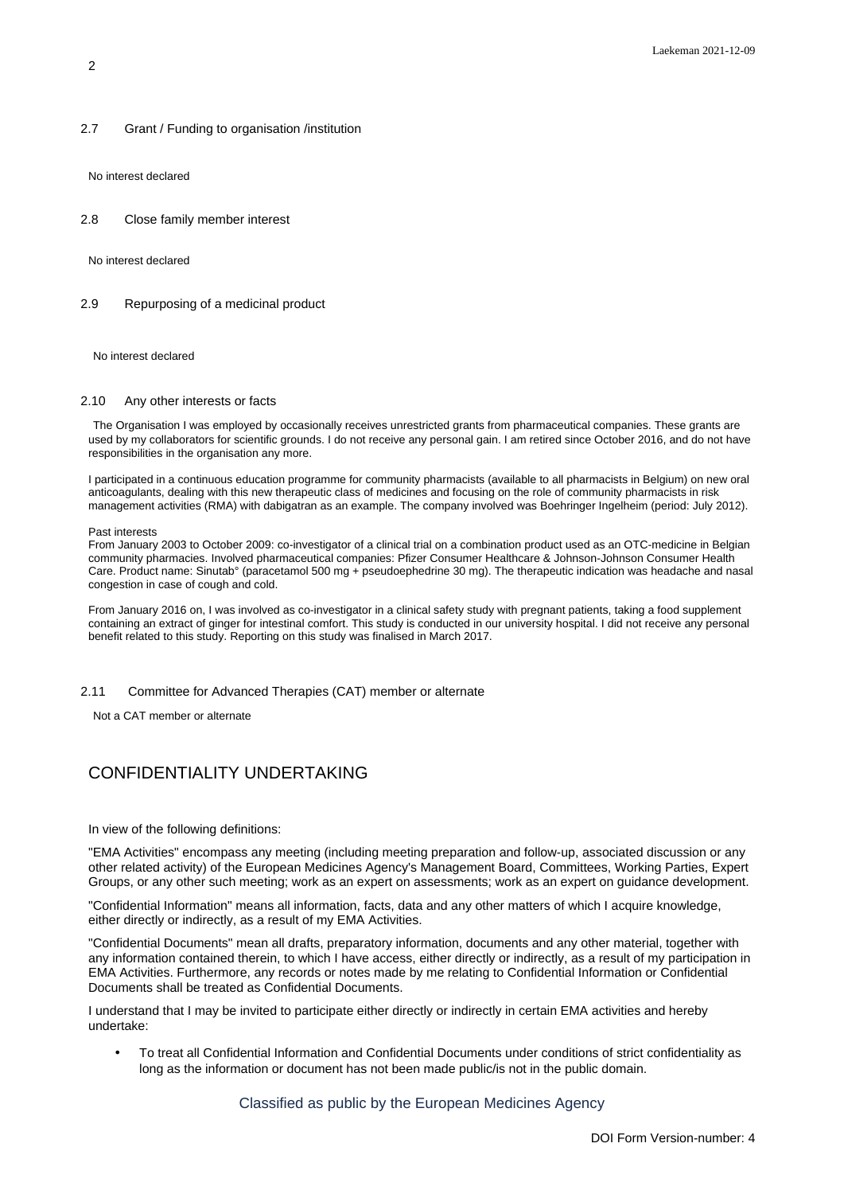2.7 Grant / Funding to organisation /institution

No interest declared

2.8 Close family member interest

No interest declared

2.9 Repurposing of a medicinal product

No interest declared

2.10 Any other interests or facts

The Organisation I was employed by occasionally receives unrestricted grants from pharmaceutical companies. These grants are used by my collaborators for scientific grounds. I do not receive any personal gain. I am retired since October 2016, and do not have responsibilities in the organisation any more.

I participated in a continuous education programme for community pharmacists (available to all pharmacists in Belgium) on new oral anticoagulants, dealing with this new therapeutic class of medicines and focusing on the role of community pharmacists in risk management activities (RMA) with dabigatran as an example. The company involved was Boehringer Ingelheim (period: July 2012).

Past interests
From January 2003 to October 2009: co-investigator of a clinical trial on a combination product used as an OTC-medicine in Belgian community pharmacies. Involved pharmaceutical companies: Pfizer Consumer Healthcare & Johnson-Johnson Consumer Health Care. Product name: Sinutab° (paracetamol 500 mg + pseudoephedrine 30 mg). The therapeutic indication was headache and nasal congestion in case of cough and cold.

From January 2016 on, I was involved as co-investigator in a clinical safety study with pregnant patients, taking a food supplement containing an extract of ginger for intestinal comfort. This study is conducted in our university hospital. I did not receive any personal benefit related to this study. Reporting on this study was finalised in March 2017.

2.11 Committee for Advanced Therapies (CAT) member or alternate

Not a CAT member or alternate

## CONFIDENTIALITY UNDERTAKING

In view of the following definitions:

"EMA Activities" encompass any meeting (including meeting preparation and follow-up, associated discussion or any other related activity) of the European Medicines Agency's Management Board, Committees, Working Parties, Expert Groups, or any other such meeting; work as an expert on assessments; work as an expert on guidance development.

"Confidential Information" means all information, facts, data and any other matters of which I acquire knowledge, either directly or indirectly, as a result of my EMA Activities.

"Confidential Documents" mean all drafts, preparatory information, documents and any other material, together with any information contained therein, to which I have access, either directly or indirectly, as a result of my participation in EMA Activities. Furthermore, any records or notes made by me relating to Confidential Information or Confidential Documents shall be treated as Confidential Documents.

I understand that I may be invited to participate either directly or indirectly in certain EMA activities and hereby undertake:

- To treat all Confidential Information and Confidential Documents under conditions of strict confidentiality as long as the information or document has not been made public/is not in the public domain.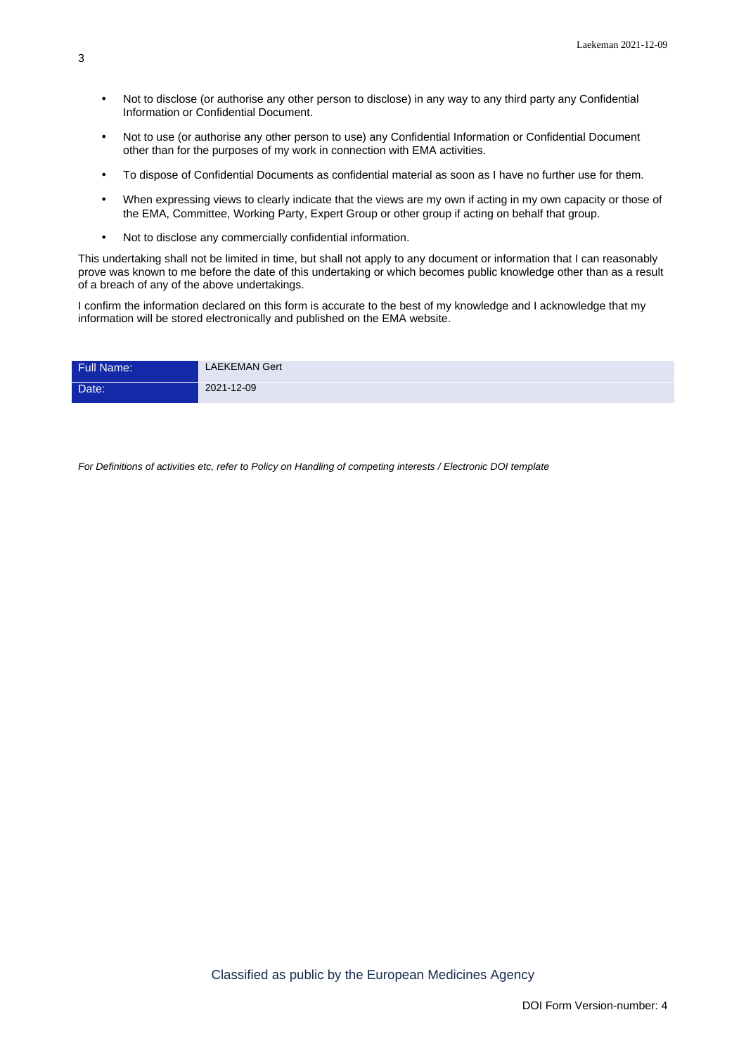- Not to disclose (or authorise any other person to disclose) in any way to any third party any Confidential Information or Confidential Document.
- Not to use (or authorise any other person to use) any Confidential Information or Confidential Document other than for the purposes of my work in connection with EMA activities.
- To dispose of Confidential Documents as confidential material as soon as I have no further use for them.
- When expressing views to clearly indicate that the views are my own if acting in my own capacity or those of the EMA, Committee, Working Party, Expert Group or other group if acting on behalf that group.
- Not to disclose any commercially confidential information.

This undertaking shall not be limited in time, but shall not apply to any document or information that I can reasonably prove was known to me before the date of this undertaking or which becomes public knowledge other than as a result of a breach of any of the above undertakings.

I confirm the information declared on this form is accurate to the best of my knowledge and I acknowledge that my information will be stored electronically and published on the EMA website.

| | |
|---|---|
| Full Name: | LAEKEMAN Gert |
| Date: | 2021-12-09 |

*For Definitions of activities etc, refer to Policy on Handling of competing interests / Electronic DOI template*

Classified as public by the European Medicines Agency

DOI Form Version-number: 4